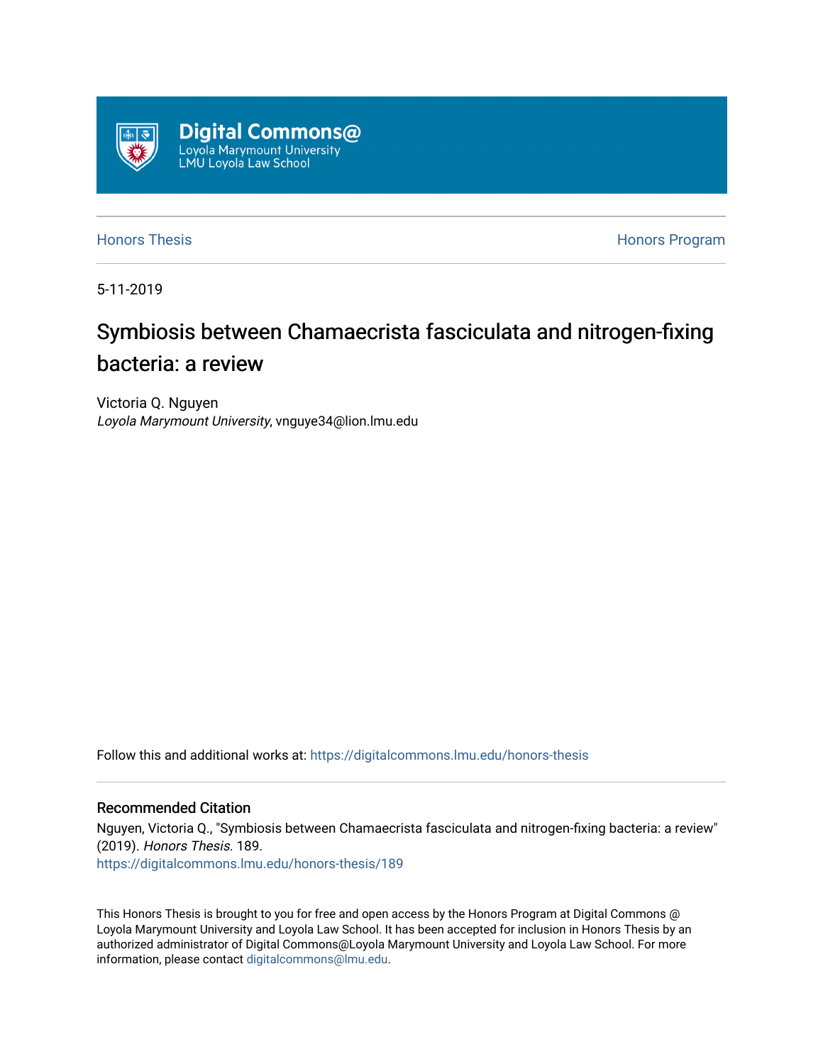Digital Commons@
Loyola Marymount University
LMU Loyola Law School

Honors Thesis | Honors Program

5-11-2019

# Symbiosis between Chamaecrista fasciculata and nitrogen-fixing bacteria: a review

Victoria Q. Nguyen
*Loyola Marymount University*, vnguye34@lion.lmu.edu

Follow this and additional works at: https://digitalcommons.lmu.edu/honors-thesis

## Recommended Citation

Nguyen, Victoria Q., "Symbiosis between Chamaecrista fasciculata and nitrogen-fixing bacteria: a review" (2019). *Honors Thesis*. 189.
https://digitalcommons.lmu.edu/honors-thesis/189

This Honors Thesis is brought to you for free and open access by the Honors Program at Digital Commons @ Loyola Marymount University and Loyola Law School. It has been accepted for inclusion in Honors Thesis by an authorized administrator of Digital Commons@Loyola Marymount University and Loyola Law School. For more information, please contact digitalcommons@lmu.edu.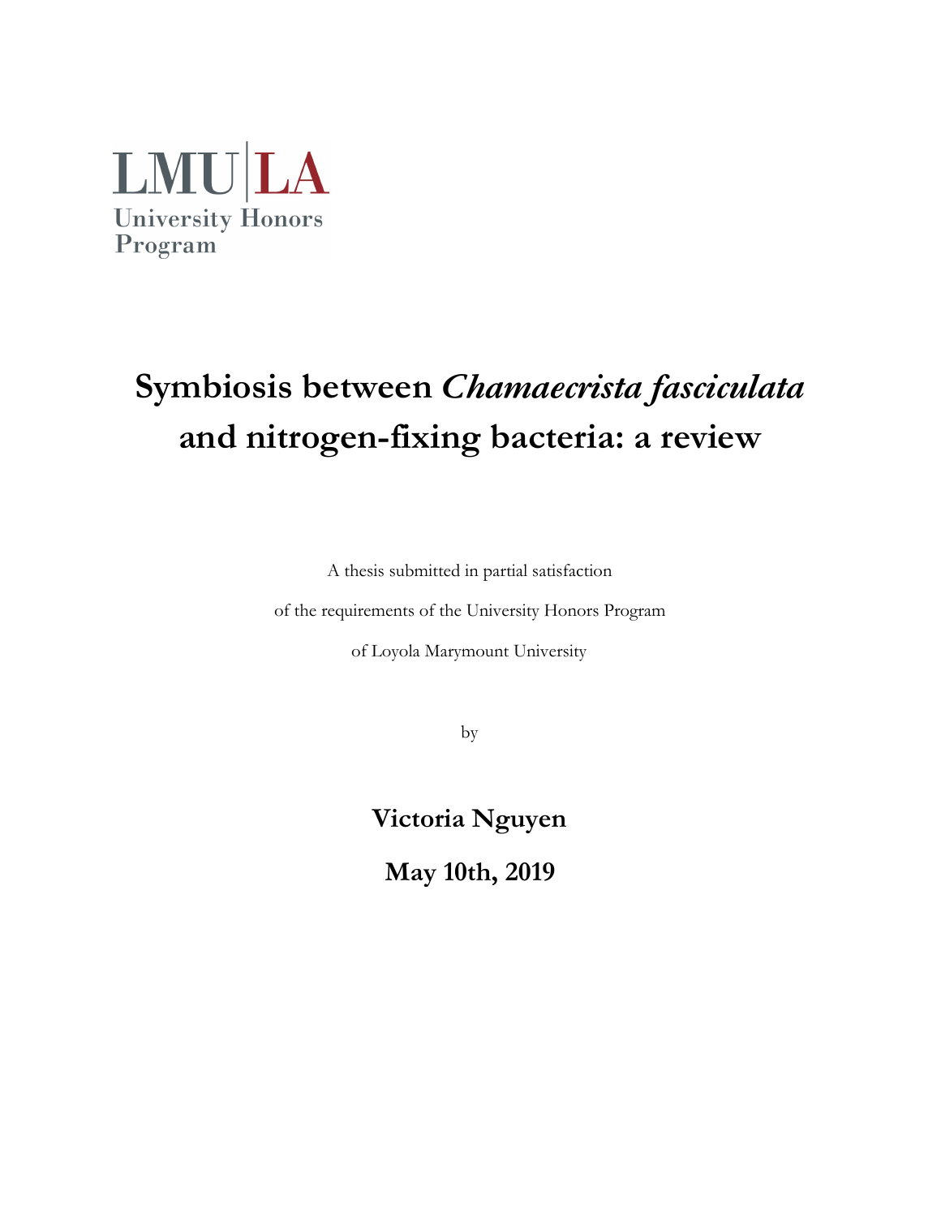LMU|LA
University Honors Program

# Symbiosis between *Chamaecrista fasciculata* and nitrogen-fixing bacteria: a review

A thesis submitted in partial satisfaction

of the requirements of the University Honors Program

of Loyola Marymount University

by

**Victoria Nguyen**

**May 10th, 2019**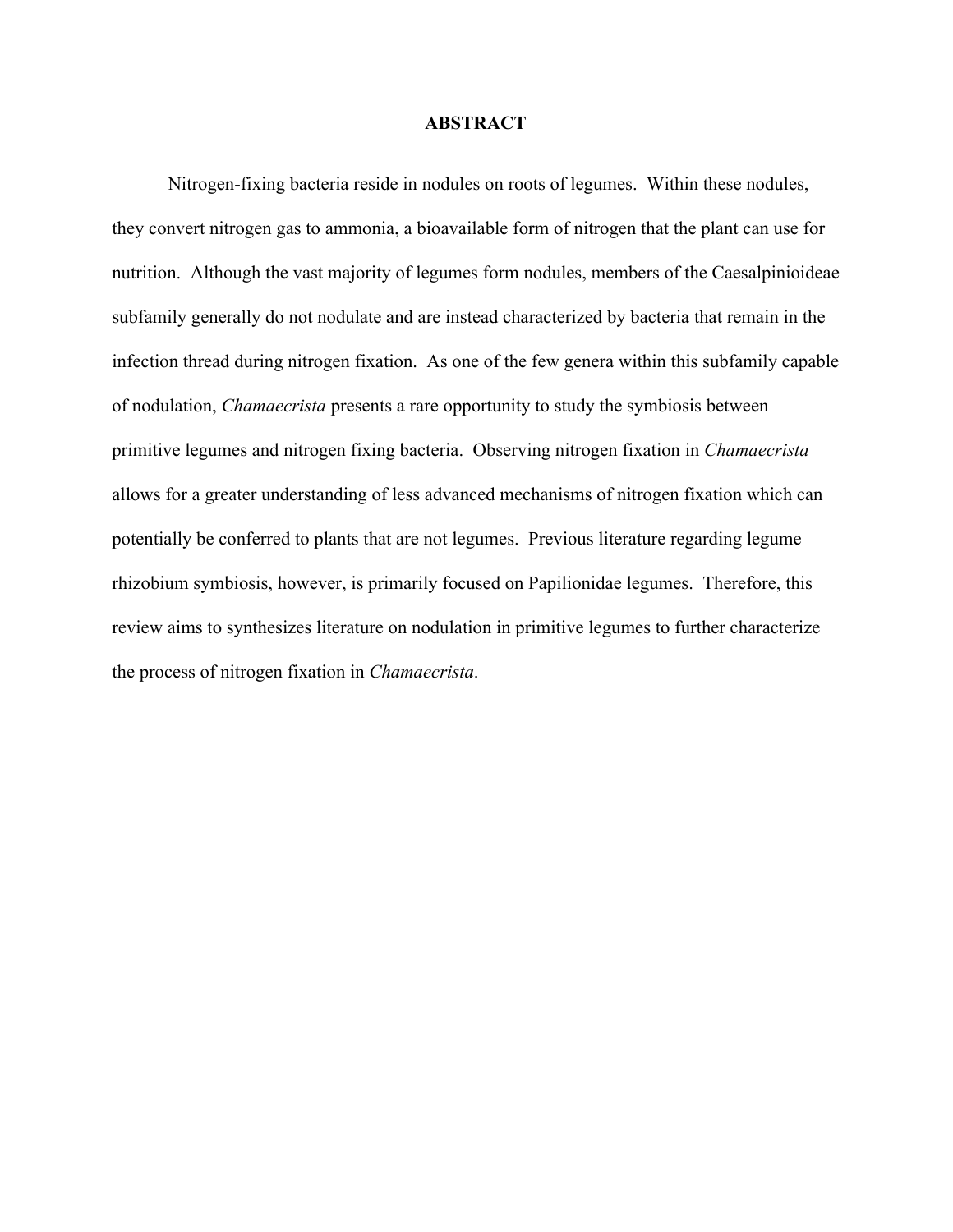## ABSTRACT

Nitrogen-fixing bacteria reside in nodules on roots of legumes. Within these nodules, they convert nitrogen gas to ammonia, a bioavailable form of nitrogen that the plant can use for nutrition. Although the vast majority of legumes form nodules, members of the Caesalpinioideae subfamily generally do not nodulate and are instead characterized by bacteria that remain in the infection thread during nitrogen fixation. As one of the few genera within this subfamily capable of nodulation, *Chamaecrista* presents a rare opportunity to study the symbiosis between primitive legumes and nitrogen fixing bacteria. Observing nitrogen fixation in *Chamaecrista* allows for a greater understanding of less advanced mechanisms of nitrogen fixation which can potentially be conferred to plants that are not legumes. Previous literature regarding legume rhizobium symbiosis, however, is primarily focused on Papilionidae legumes. Therefore, this review aims to synthesizes literature on nodulation in primitive legumes to further characterize the process of nitrogen fixation in *Chamaecrista*.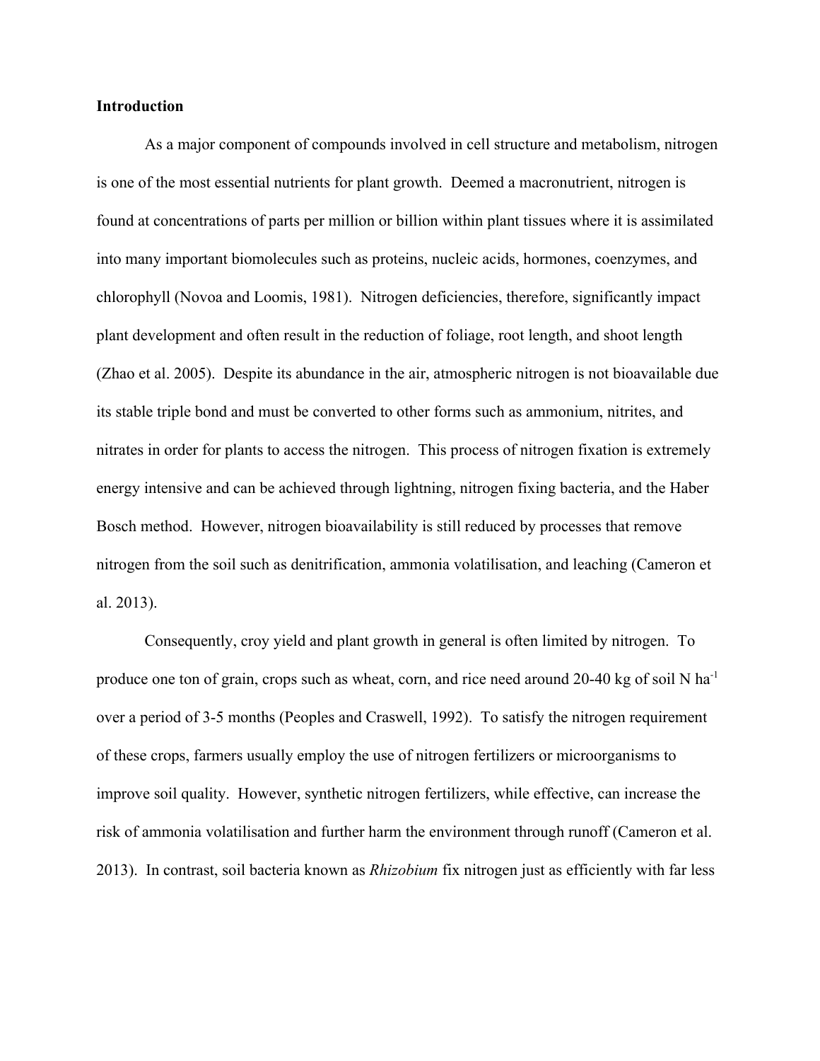**Introduction**

As a major component of compounds involved in cell structure and metabolism, nitrogen is one of the most essential nutrients for plant growth. Deemed a macronutrient, nitrogen is found at concentrations of parts per million or billion within plant tissues where it is assimilated into many important biomolecules such as proteins, nucleic acids, hormones, coenzymes, and chlorophyll (Novoa and Loomis, 1981). Nitrogen deficiencies, therefore, significantly impact plant development and often result in the reduction of foliage, root length, and shoot length (Zhao et al. 2005). Despite its abundance in the air, atmospheric nitrogen is not bioavailable due its stable triple bond and must be converted to other forms such as ammonium, nitrites, and nitrates in order for plants to access the nitrogen. This process of nitrogen fixation is extremely energy intensive and can be achieved through lightning, nitrogen fixing bacteria, and the Haber Bosch method. However, nitrogen bioavailability is still reduced by processes that remove nitrogen from the soil such as denitrification, ammonia volatilisation, and leaching (Cameron et al. 2013).

Consequently, croy yield and plant growth in general is often limited by nitrogen. To produce one ton of grain, crops such as wheat, corn, and rice need around 20-40 kg of soil N $ha^{-1}$ over a period of 3-5 months (Peoples and Craswell, 1992). To satisfy the nitrogen requirement of these crops, farmers usually employ the use of nitrogen fertilizers or microorganisms to improve soil quality. However, synthetic nitrogen fertilizers, while effective, can increase the risk of ammonia volatilisation and further harm the environment through runoff (Cameron et al. 2013). In contrast, soil bacteria known as *Rhizobium* fix nitrogen just as efficiently with far less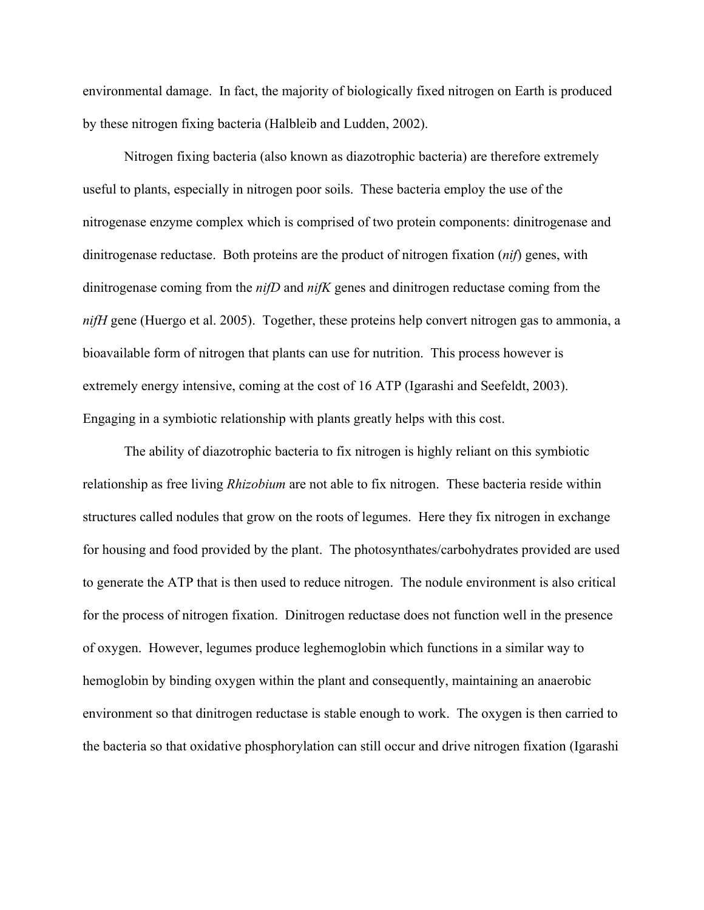environmental damage. In fact, the majority of biologically fixed nitrogen on Earth is produced by these nitrogen fixing bacteria (Halbleib and Ludden, 2002).

Nitrogen fixing bacteria (also known as diazotrophic bacteria) are therefore extremely useful to plants, especially in nitrogen poor soils. These bacteria employ the use of the nitrogenase enzyme complex which is comprised of two protein components: dinitrogenase and dinitrogenase reductase. Both proteins are the product of nitrogen fixation (*nif*) genes, with dinitrogenase coming from the *nifD* and *nifK* genes and dinitrogen reductase coming from the *nifH* gene (Huergo et al. 2005). Together, these proteins help convert nitrogen gas to ammonia, a bioavailable form of nitrogen that plants can use for nutrition. This process however is extremely energy intensive, coming at the cost of 16 ATP (Igarashi and Seefeldt, 2003). Engaging in a symbiotic relationship with plants greatly helps with this cost.

The ability of diazotrophic bacteria to fix nitrogen is highly reliant on this symbiotic relationship as free living *Rhizobium* are not able to fix nitrogen. These bacteria reside within structures called nodules that grow on the roots of legumes. Here they fix nitrogen in exchange for housing and food provided by the plant. The photosynthates/carbohydrates provided are used to generate the ATP that is then used to reduce nitrogen. The nodule environment is also critical for the process of nitrogen fixation. Dinitrogen reductase does not function well in the presence of oxygen. However, legumes produce leghemoglobin which functions in a similar way to hemoglobin by binding oxygen within the plant and consequently, maintaining an anaerobic environment so that dinitrogen reductase is stable enough to work. The oxygen is then carried to the bacteria so that oxidative phosphorylation can still occur and drive nitrogen fixation (Igarashi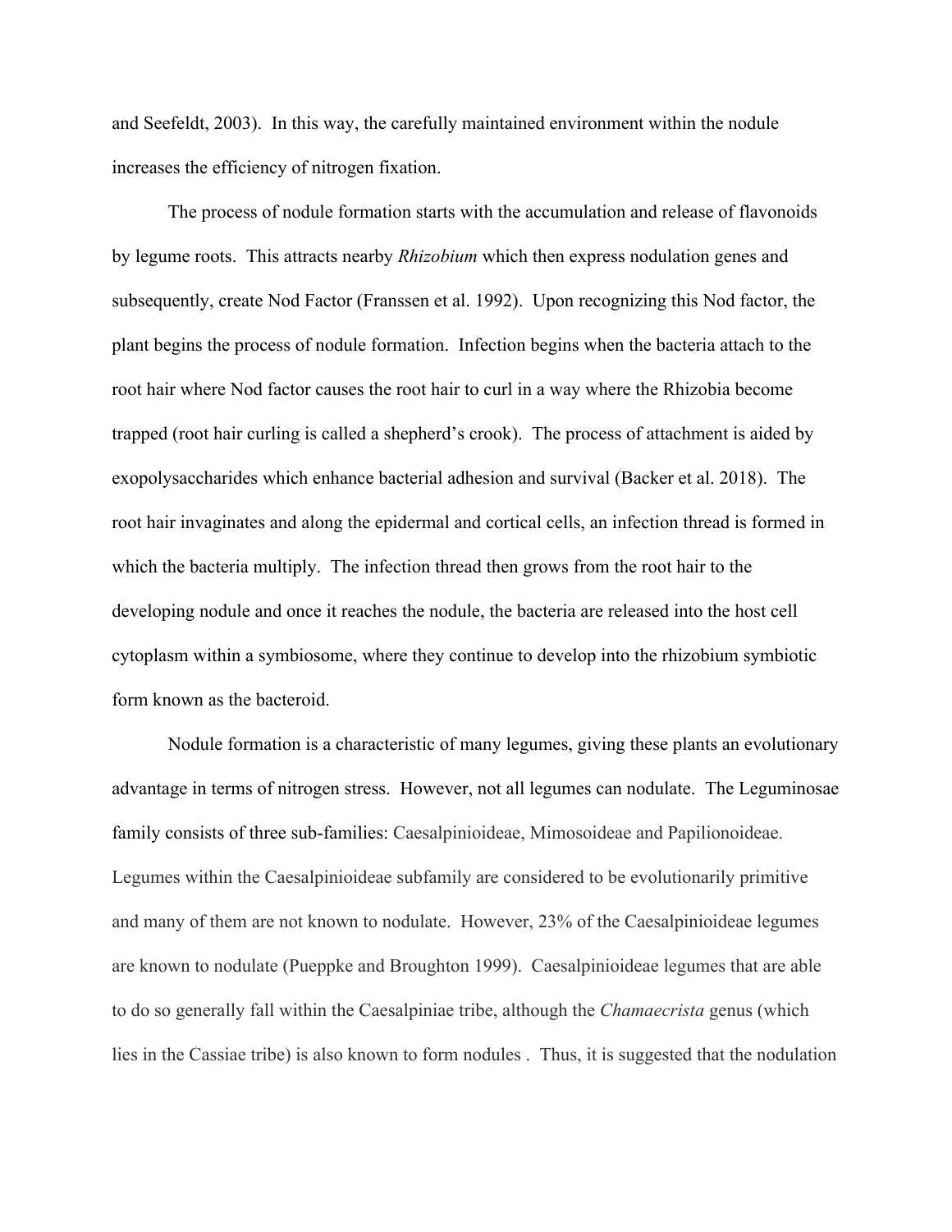and Seefeldt, 2003). In this way, the carefully maintained environment within the nodule increases the efficiency of nitrogen fixation.

The process of nodule formation starts with the accumulation and release of flavonoids by legume roots. This attracts nearby *Rhizobium* which then express nodulation genes and subsequently, create Nod Factor (Franssen et al. 1992). Upon recognizing this Nod factor, the plant begins the process of nodule formation. Infection begins when the bacteria attach to the root hair where Nod factor causes the root hair to curl in a way where the Rhizobia become trapped (root hair curling is called a shepherd's crook). The process of attachment is aided by exopolysaccharides which enhance bacterial adhesion and survival (Backer et al. 2018). The root hair invaginates and along the epidermal and cortical cells, an infection thread is formed in which the bacteria multiply. The infection thread then grows from the root hair to the developing nodule and once it reaches the nodule, the bacteria are released into the host cell cytoplasm within a symbiosome, where they continue to develop into the rhizobium symbiotic form known as the bacteroid.

Nodule formation is a characteristic of many legumes, giving these plants an evolutionary advantage in terms of nitrogen stress. However, not all legumes can nodulate. The Leguminosae family consists of three sub-families: Caesalpinioideae, Mimosoideae and Papilionoideae. Legumes within the Caesalpinioideae subfamily are considered to be evolutionarily primitive and many of them are not known to nodulate. However, 23% of the Caesalpinioideae legumes are known to nodulate (Pueppke and Broughton 1999). Caesalpinioideae legumes that are able to do so generally fall within the Caesalpiniae tribe, although the *Chamaecrista* genus (which lies in the Cassiae tribe) is also known to form nodules . Thus, it is suggested that the nodulation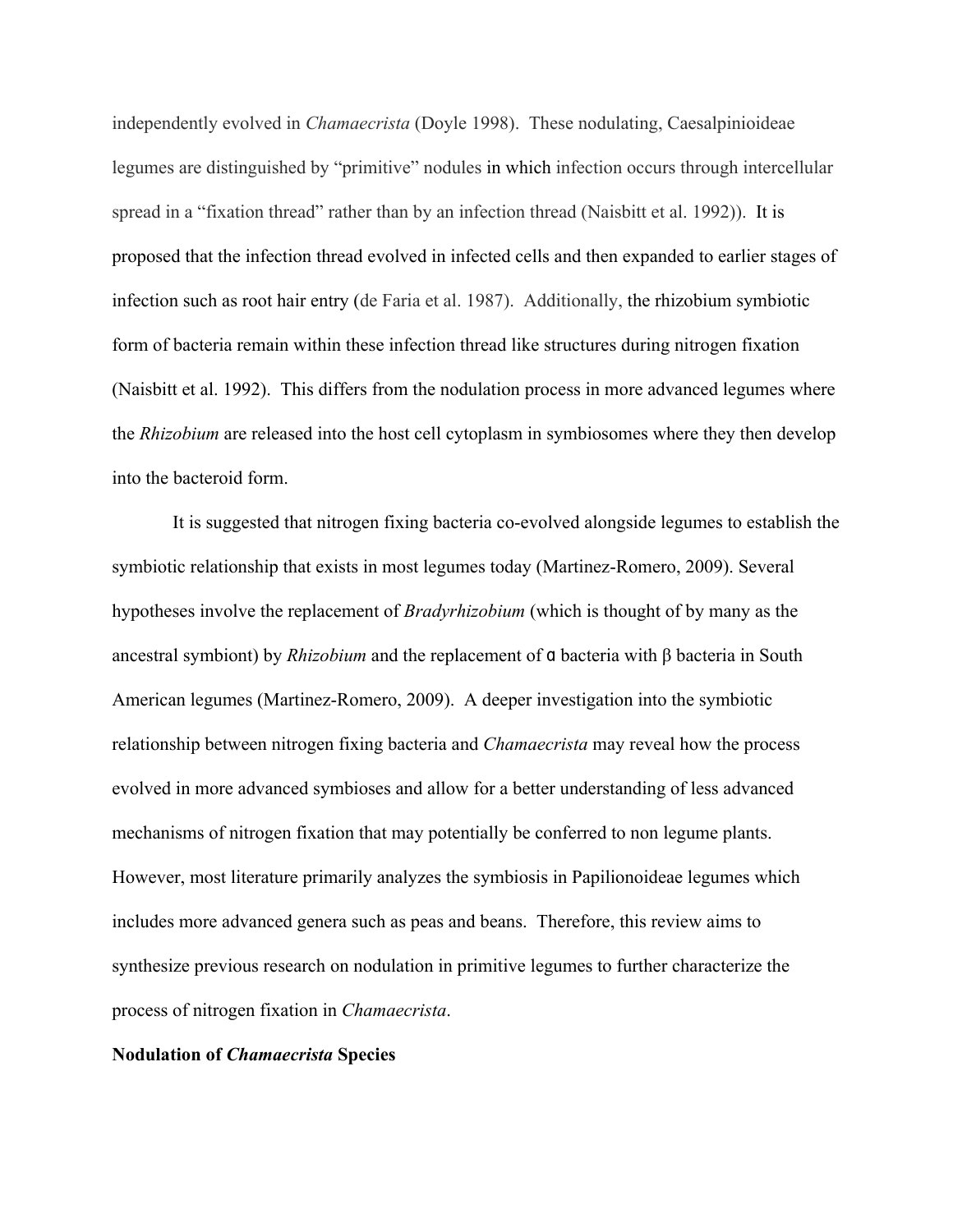independently evolved in *Chamaecrista* (Doyle 1998). These nodulating, Caesalpinioideae legumes are distinguished by "primitive" nodules in which infection occurs through intercellular spread in a "fixation thread" rather than by an infection thread (Naisbitt et al. 1992)). It is proposed that the infection thread evolved in infected cells and then expanded to earlier stages of infection such as root hair entry (de Faria et al. 1987). Additionally, the rhizobium symbiotic form of bacteria remain within these infection thread like structures during nitrogen fixation (Naisbitt et al. 1992). This differs from the nodulation process in more advanced legumes where the *Rhizobium* are released into the host cell cytoplasm in symbiosomes where they then develop into the bacteroid form.

It is suggested that nitrogen fixing bacteria co-evolved alongside legumes to establish the symbiotic relationship that exists in most legumes today (Martinez-Romero, 2009). Several hypotheses involve the replacement of *Bradyrhizobium* (which is thought of by many as the ancestral symbiont) by *Rhizobium* and the replacement of α bacteria with β bacteria in South American legumes (Martinez-Romero, 2009). A deeper investigation into the symbiotic relationship between nitrogen fixing bacteria and *Chamaecrista* may reveal how the process evolved in more advanced symbioses and allow for a better understanding of less advanced mechanisms of nitrogen fixation that may potentially be conferred to non legume plants. However, most literature primarily analyzes the symbiosis in Papilionoideae legumes which includes more advanced genera such as peas and beans. Therefore, this review aims to synthesize previous research on nodulation in primitive legumes to further characterize the process of nitrogen fixation in *Chamaecrista*.

**Nodulation of *Chamaecrista* Species**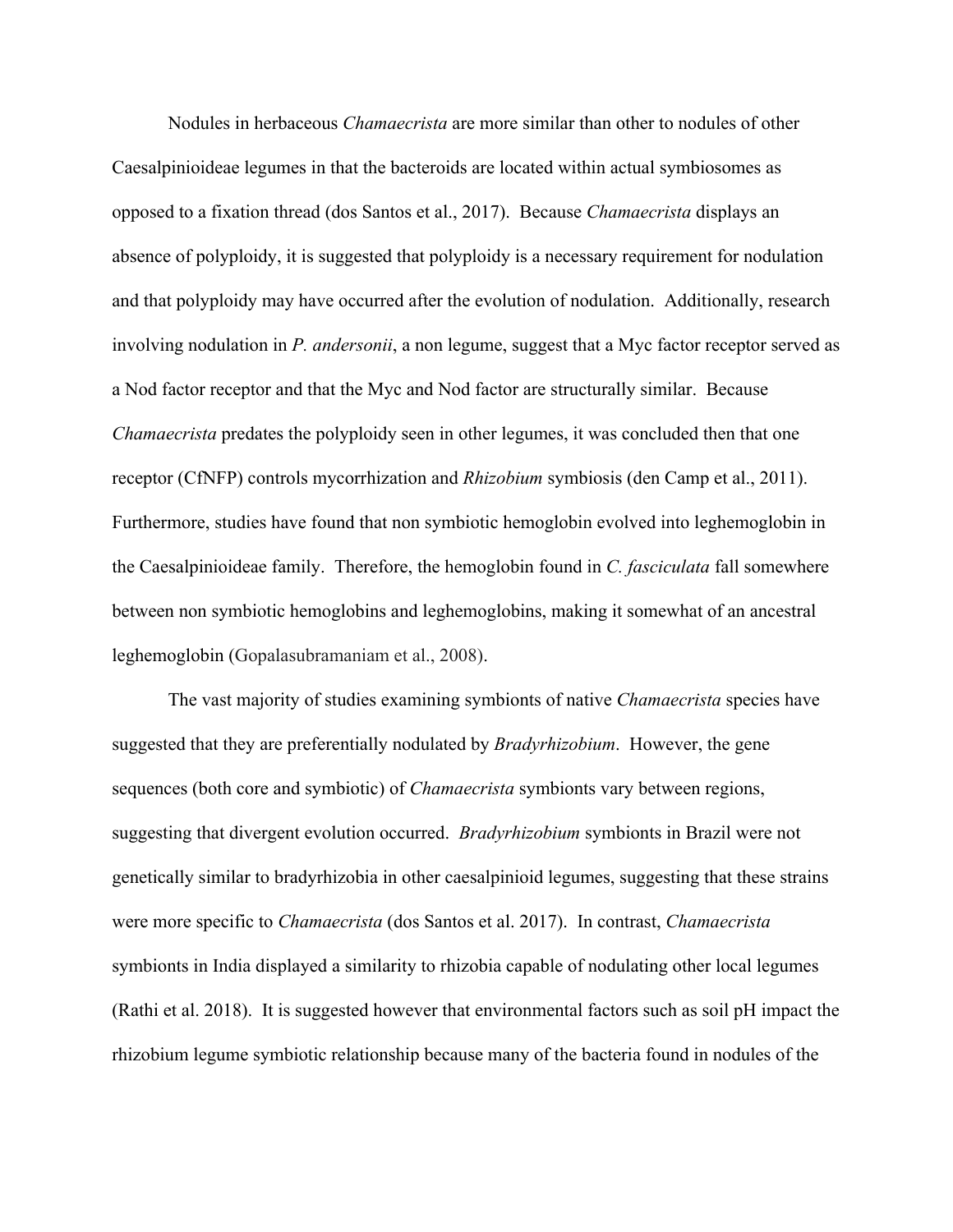Nodules in herbaceous *Chamaecrista* are more similar than other to nodules of other Caesalpinioideae legumes in that the bacteroids are located within actual symbiosomes as opposed to a fixation thread (dos Santos et al., 2017). Because *Chamaecrista* displays an absence of polyploidy, it is suggested that polyploidy is a necessary requirement for nodulation and that polyploidy may have occurred after the evolution of nodulation. Additionally, research involving nodulation in *P. andersonii*, a non legume, suggest that a Myc factor receptor served as a Nod factor receptor and that the Myc and Nod factor are structurally similar. Because *Chamaecrista* predates the polyploidy seen in other legumes, it was concluded then that one receptor (CfNFP) controls mycorrhization and *Rhizobium* symbiosis (den Camp et al., 2011). Furthermore, studies have found that non symbiotic hemoglobin evolved into leghemoglobin in the Caesalpinioideae family. Therefore, the hemoglobin found in *C. fasciculata* fall somewhere between non symbiotic hemoglobins and leghemoglobins, making it somewhat of an ancestral leghemoglobin (Gopalasubramaniam et al., 2008).

The vast majority of studies examining symbionts of native *Chamaecrista* species have suggested that they are preferentially nodulated by *Bradyrhizobium*. However, the gene sequences (both core and symbiotic) of *Chamaecrista* symbionts vary between regions, suggesting that divergent evolution occurred. *Bradyrhizobium* symbionts in Brazil were not genetically similar to bradyrhizobia in other caesalpinioid legumes, suggesting that these strains were more specific to *Chamaecrista* (dos Santos et al. 2017). In contrast, *Chamaecrista* symbionts in India displayed a similarity to rhizobia capable of nodulating other local legumes (Rathi et al. 2018). It is suggested however that environmental factors such as soil pH impact the rhizobium legume symbiotic relationship because many of the bacteria found in nodules of the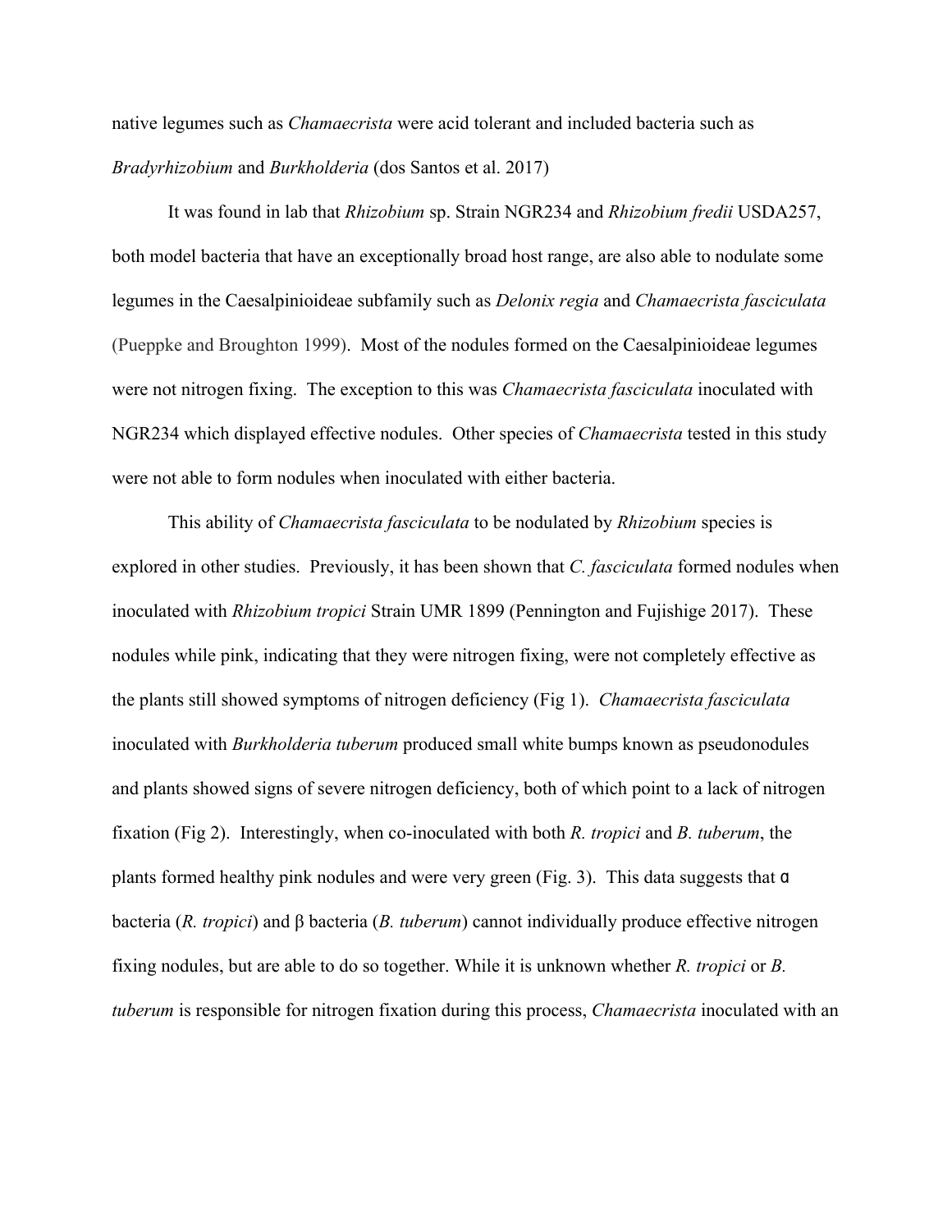native legumes such as *Chamaecrista* were acid tolerant and included bacteria such as *Bradyrhizobium* and *Burkholderia* (dos Santos et al. 2017)

It was found in lab that *Rhizobium* sp. Strain NGR234 and *Rhizobium fredii* USDA257, both model bacteria that have an exceptionally broad host range, are also able to nodulate some legumes in the Caesalpinioideae subfamily such as *Delonix regia* and *Chamaecrista fasciculata* (Pueppke and Broughton 1999). Most of the nodules formed on the Caesalpinioideae legumes were not nitrogen fixing. The exception to this was *Chamaecrista fasciculata* inoculated with NGR234 which displayed effective nodules. Other species of *Chamaecrista* tested in this study were not able to form nodules when inoculated with either bacteria.

This ability of *Chamaecrista fasciculata* to be nodulated by *Rhizobium* species is explored in other studies. Previously, it has been shown that *C. fasciculata* formed nodules when inoculated with *Rhizobium tropici* Strain UMR 1899 (Pennington and Fujishige 2017). These nodules while pink, indicating that they were nitrogen fixing, were not completely effective as the plants still showed symptoms of nitrogen deficiency (Fig 1). *Chamaecrista fasciculata* inoculated with *Burkholderia tuberum* produced small white bumps known as pseudonodules and plants showed signs of severe nitrogen deficiency, both of which point to a lack of nitrogen fixation (Fig 2). Interestingly, when co-inoculated with both *R. tropici* and *B. tuberum*, the plants formed healthy pink nodules and were very green (Fig. 3). This data suggests that ɑ bacteria (*R. tropici*) and β bacteria (*B. tuberum*) cannot individually produce effective nitrogen fixing nodules, but are able to do so together. While it is unknown whether *R. tropici* or *B. tuberum* is responsible for nitrogen fixation during this process, *Chamaecrista* inoculated with an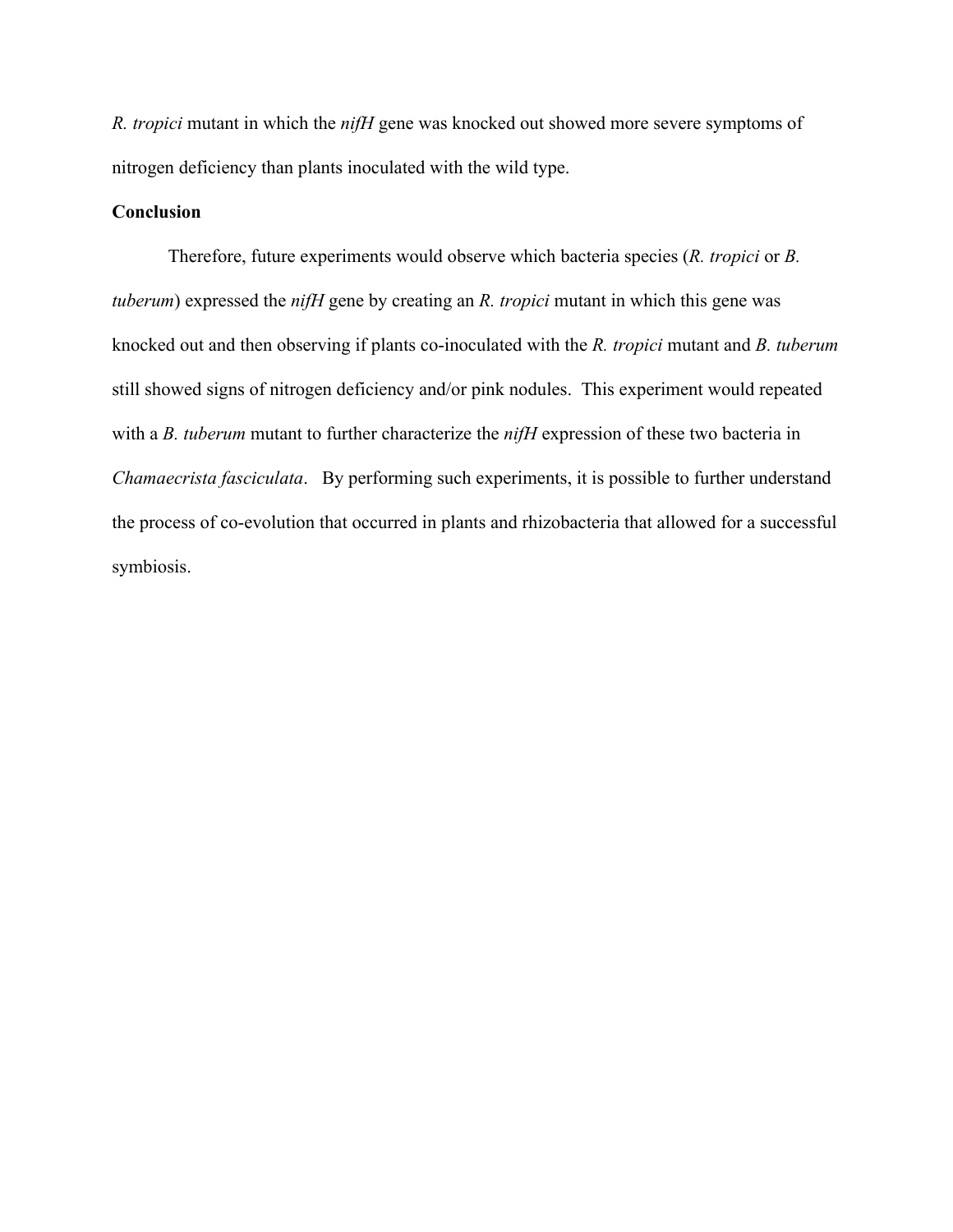*R. tropici* mutant in which the *nifH* gene was knocked out showed more severe symptoms of nitrogen deficiency than plants inoculated with the wild type.

**Conclusion**

Therefore, future experiments would observe which bacteria species (*R. tropici* or *B. tuberum*) expressed the *nifH* gene by creating an *R. tropici* mutant in which this gene was knocked out and then observing if plants co-inoculated with the *R. tropici* mutant and *B. tuberum* still showed signs of nitrogen deficiency and/or pink nodules. This experiment would repeated with a *B. tuberum* mutant to further characterize the *nifH* expression of these two bacteria in *Chamaecrista fasciculata*. By performing such experiments, it is possible to further understand the process of co-evolution that occurred in plants and rhizobacteria that allowed for a successful symbiosis.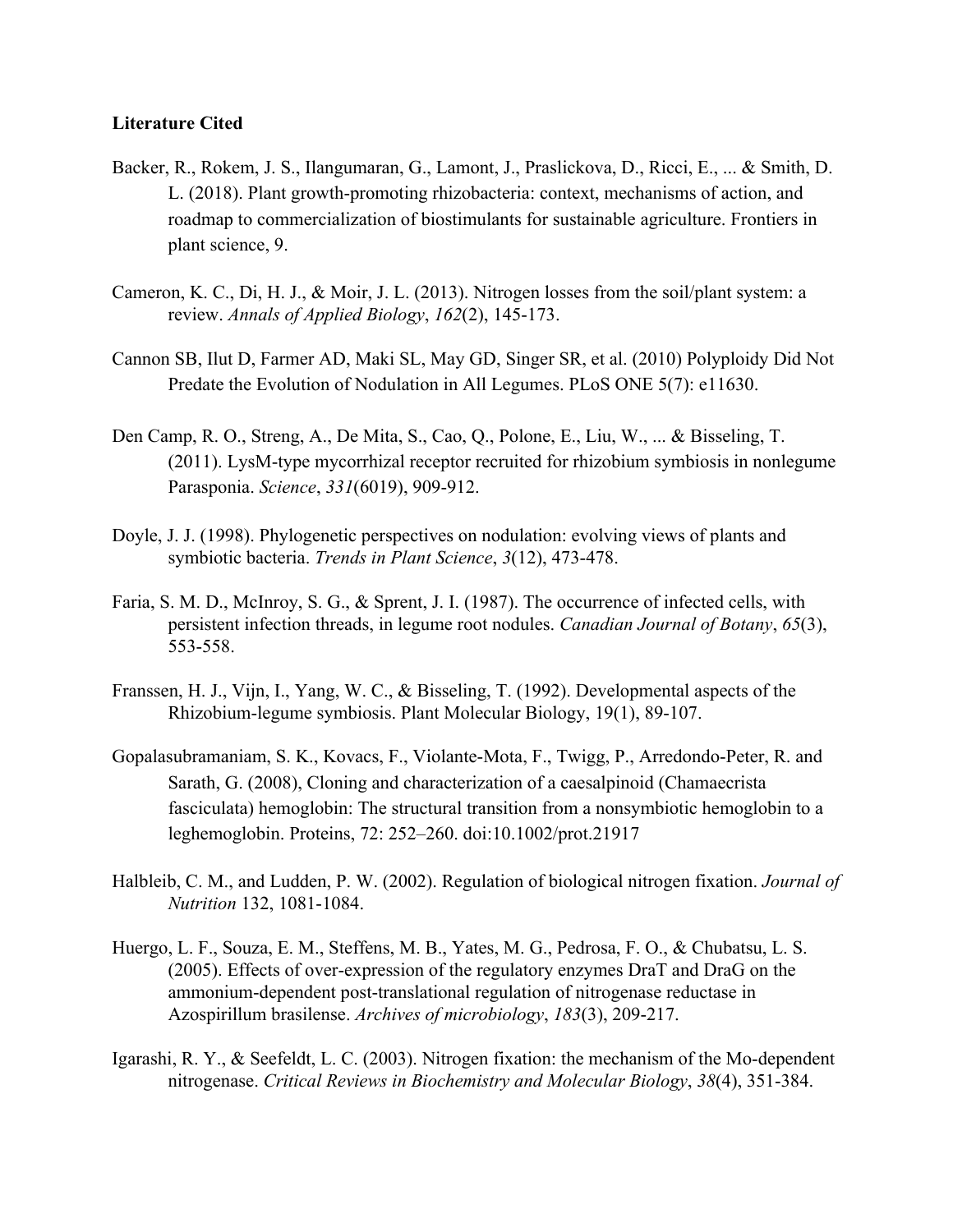**Literature Cited**

Backer, R., Rokem, J. S., Ilangumaran, G., Lamont, J., Praslickova, D., Ricci, E., ... & Smith, D. L. (2018). Plant growth-promoting rhizobacteria: context, mechanisms of action, and roadmap to commercialization of biostimulants for sustainable agriculture. Frontiers in plant science, 9.

Cameron, K. C., Di, H. J., & Moir, J. L. (2013). Nitrogen losses from the soil/plant system: a review. *Annals of Applied Biology*, *162*(2), 145-173.

Cannon SB, Ilut D, Farmer AD, Maki SL, May GD, Singer SR, et al. (2010) Polyploidy Did Not Predate the Evolution of Nodulation in All Legumes. PLoS ONE 5(7): e11630.

Den Camp, R. O., Streng, A., De Mita, S., Cao, Q., Polone, E., Liu, W., ... & Bisseling, T. (2011). LysM-type mycorrhizal receptor recruited for rhizobium symbiosis in nonlegume Parasponia. *Science*, *331*(6019), 909-912.

Doyle, J. J. (1998). Phylogenetic perspectives on nodulation: evolving views of plants and symbiotic bacteria. *Trends in Plant Science*, *3*(12), 473-478.

Faria, S. M. D., McInroy, S. G., & Sprent, J. I. (1987). The occurrence of infected cells, with persistent infection threads, in legume root nodules. *Canadian Journal of Botany*, *65*(3), 553-558.

Franssen, H. J., Vijn, I., Yang, W. C., & Bisseling, T. (1992). Developmental aspects of the Rhizobium-legume symbiosis. Plant Molecular Biology, 19(1), 89-107.

Gopalasubramaniam, S. K., Kovacs, F., Violante-Mota, F., Twigg, P., Arredondo-Peter, R. and Sarath, G. (2008), Cloning and characterization of a caesalpinoid (Chamaecrista fasciculata) hemoglobin: The structural transition from a nonsymbiotic hemoglobin to a leghemoglobin. Proteins, 72: 252–260. doi:10.1002/prot.21917

Halbleib, C. M., and Ludden, P. W. (2002). Regulation of biological nitrogen fixation. *Journal of Nutrition* 132, 1081-1084.

Huergo, L. F., Souza, E. M., Steffens, M. B., Yates, M. G., Pedrosa, F. O., & Chubatsu, L. S. (2005). Effects of over-expression of the regulatory enzymes DraT and DraG on the ammonium-dependent post-translational regulation of nitrogenase reductase in Azospirillum brasilense. *Archives of microbiology*, *183*(3), 209-217.

Igarashi, R. Y., & Seefeldt, L. C. (2003). Nitrogen fixation: the mechanism of the Mo-dependent nitrogenase. *Critical Reviews in Biochemistry and Molecular Biology*, *38*(4), 351-384.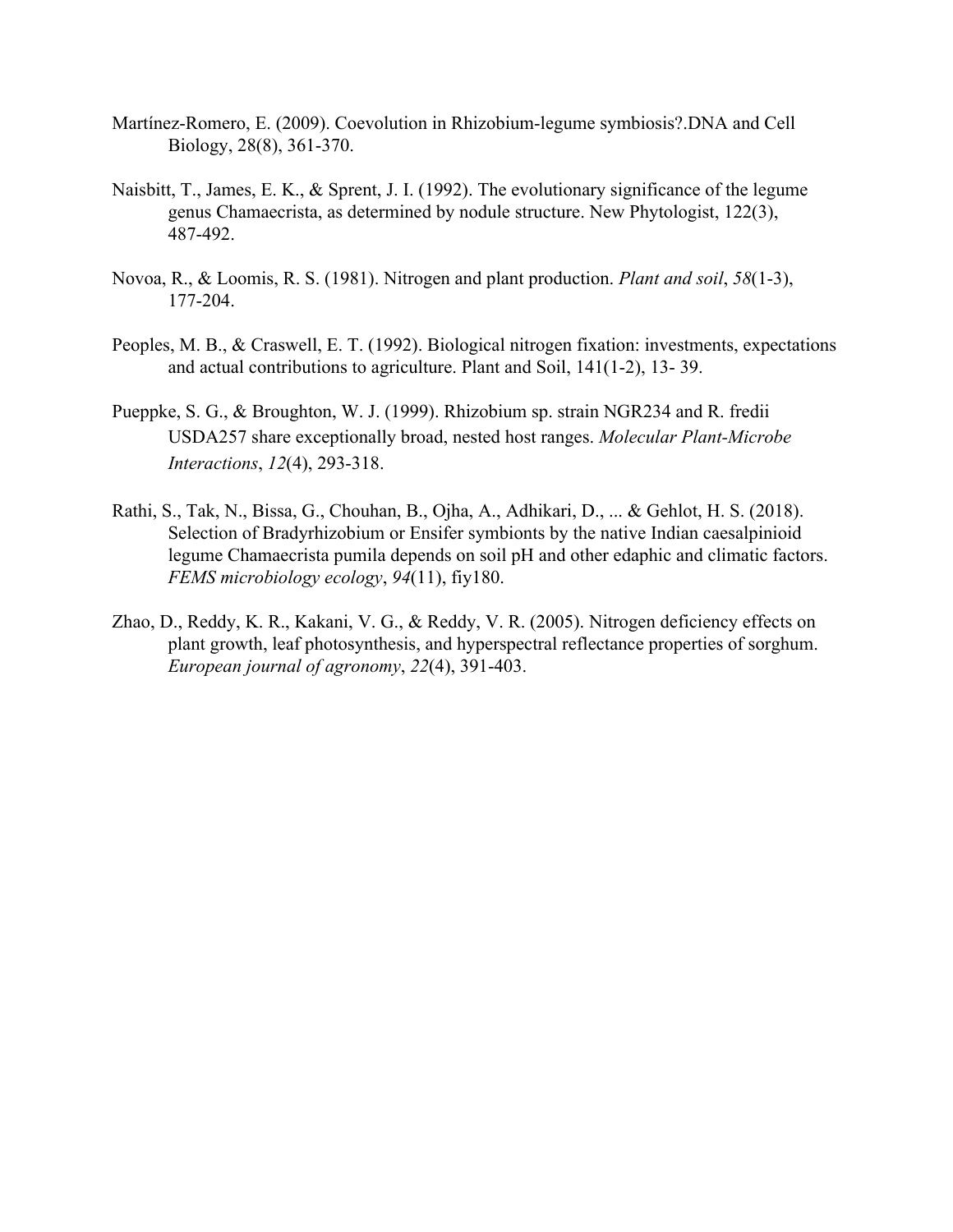Martínez-Romero, E. (2009). Coevolution in Rhizobium-legume symbiosis?.DNA and Cell Biology, 28(8), 361-370.

Naisbitt, T., James, E. K., & Sprent, J. I. (1992). The evolutionary significance of the legume genus Chamaecrista, as determined by nodule structure. New Phytologist, 122(3), 487-492.

Novoa, R., & Loomis, R. S. (1981). Nitrogen and plant production. *Plant and soil*, *58*(1-3), 177-204.

Peoples, M. B., & Craswell, E. T. (1992). Biological nitrogen fixation: investments, expectations and actual contributions to agriculture. Plant and Soil, 141(1-2), 13- 39.

Pueppke, S. G., & Broughton, W. J. (1999). Rhizobium sp. strain NGR234 and R. fredii USDA257 share exceptionally broad, nested host ranges. *Molecular Plant-Microbe Interactions*, *12*(4), 293-318.

Rathi, S., Tak, N., Bissa, G., Chouhan, B., Ojha, A., Adhikari, D., ... & Gehlot, H. S. (2018). Selection of Bradyrhizobium or Ensifer symbionts by the native Indian caesalpinioid legume Chamaecrista pumila depends on soil pH and other edaphic and climatic factors. *FEMS microbiology ecology*, *94*(11), fiy180.

Zhao, D., Reddy, K. R., Kakani, V. G., & Reddy, V. R. (2005). Nitrogen deficiency effects on plant growth, leaf photosynthesis, and hyperspectral reflectance properties of sorghum. *European journal of agronomy*, *22*(4), 391-403.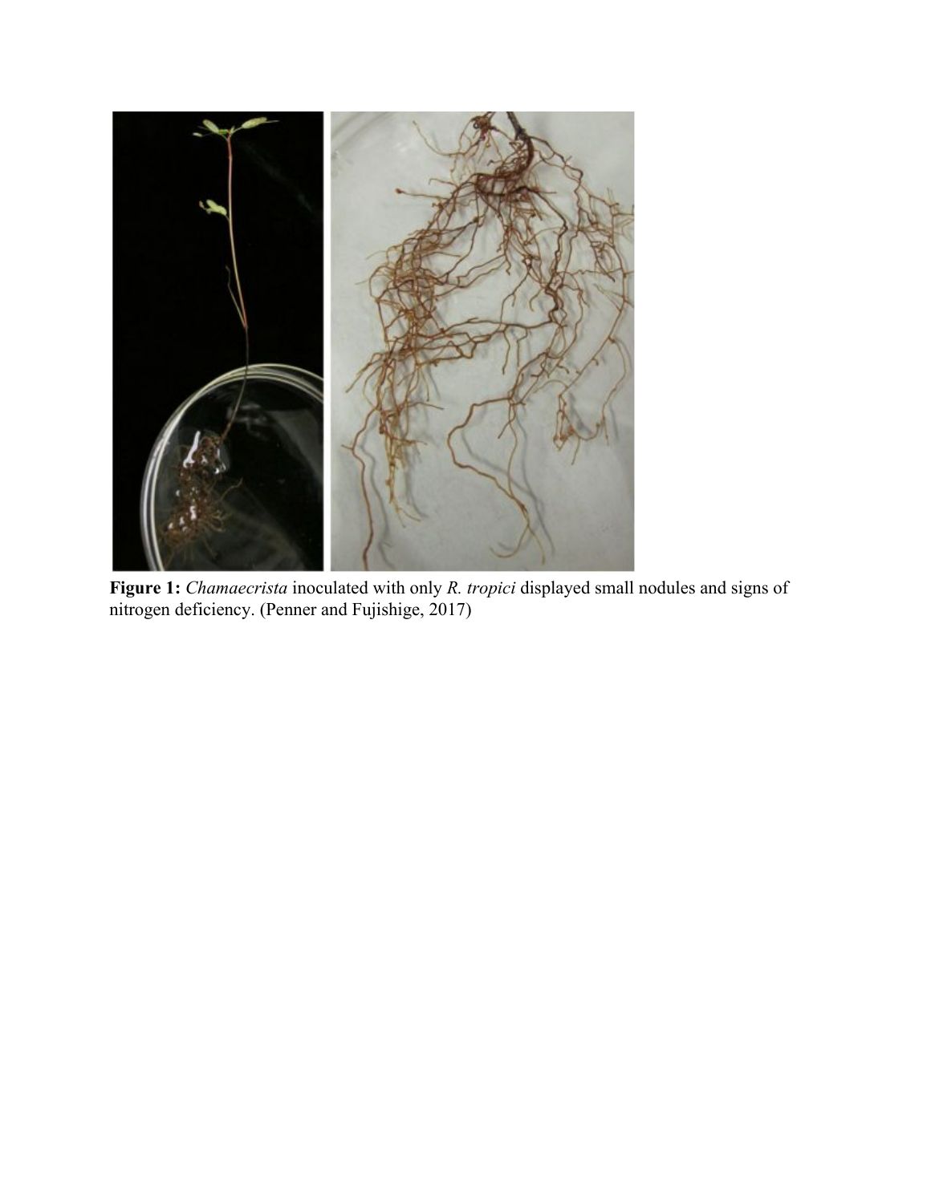**Figure 1:** *Chamaecrista* inoculated with only *R. tropici* displayed small nodules and signs of nitrogen deficiency. (Penner and Fujishige, 2017)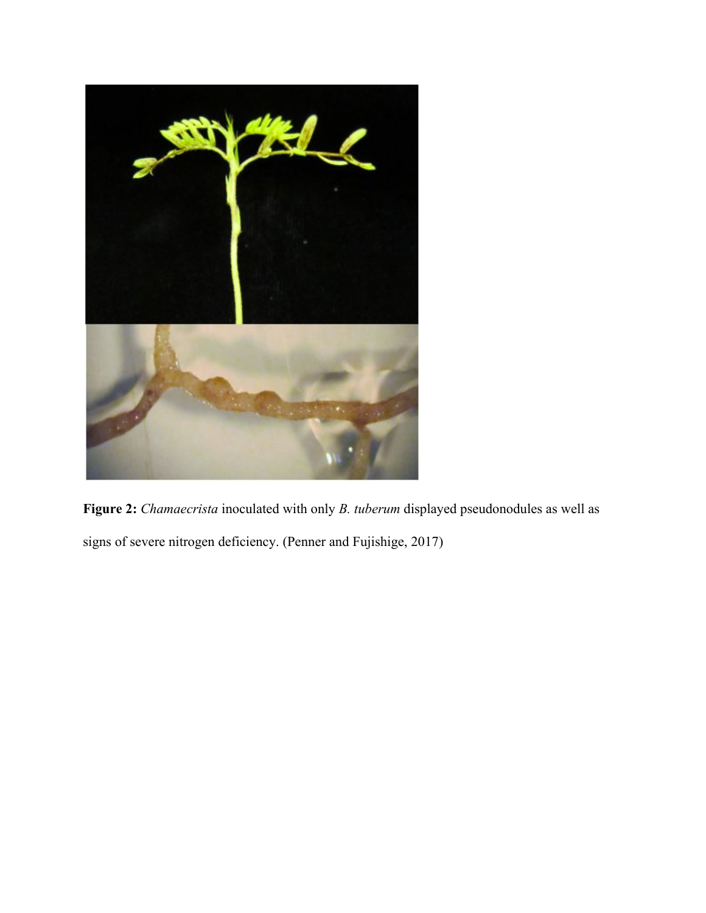**Figure 2:** *Chamaecrista* inoculated with only *B. tuberum* displayed pseudonodules as well as signs of severe nitrogen deficiency. (Penner and Fujishige, 2017)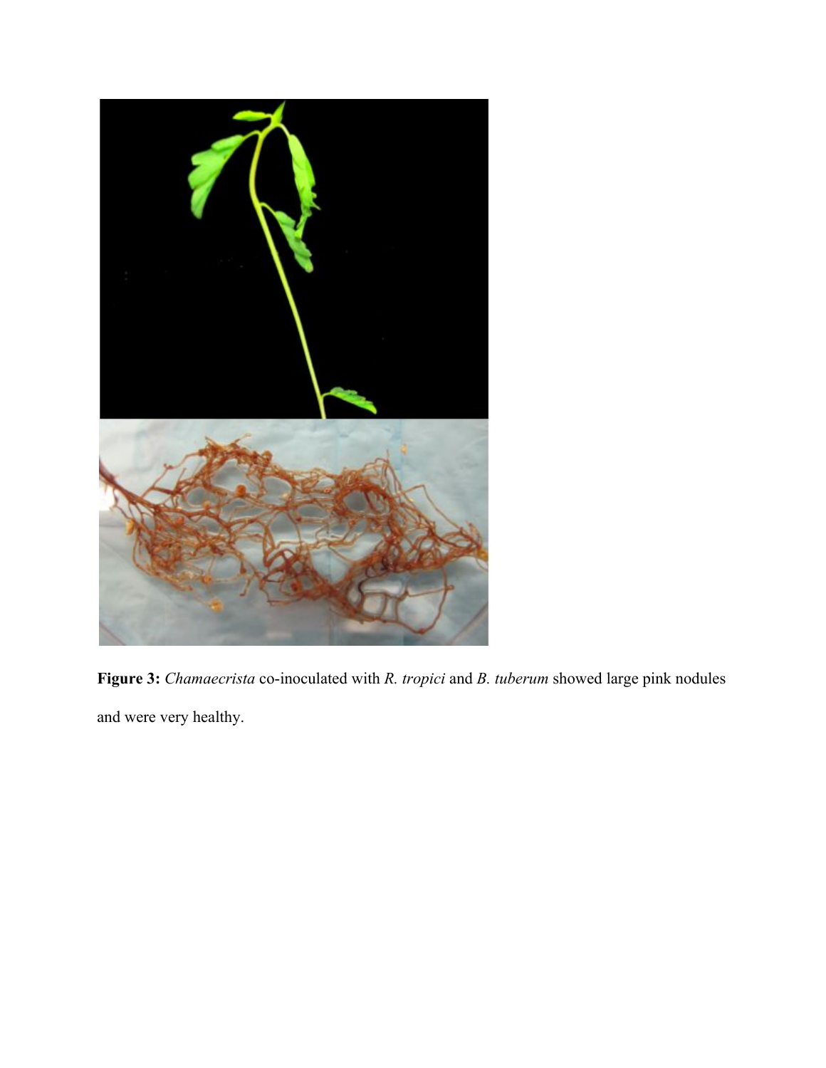**Figure 3:** *Chamaecrista* co-inoculated with *R. tropici* and *B. tuberum* showed large pink nodules and were very healthy.